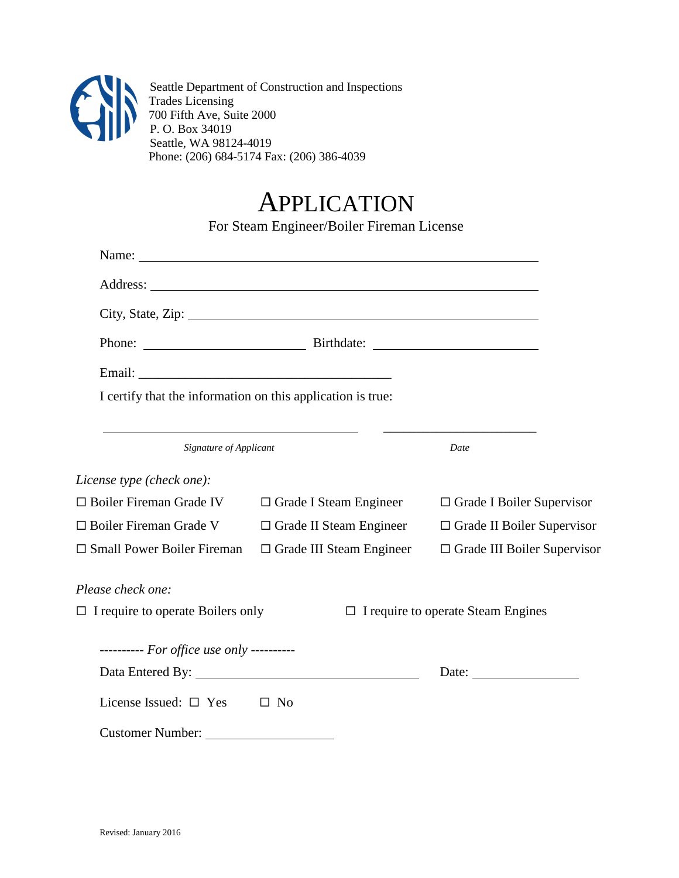Seattle Department of Construction and Inspections
Trades Licensing
700 Fifth Ave, Suite 2000
P. O. Box 34019
Seattle, WA 98124-4019
Phone: (206) 684-5174 Fax: (206) 386-4039

# APPLICATION

For Steam Engineer/Boiler Fireman License

Name: ____________________________________________

Address: ____________________________________________

City, State, Zip: ____________________________________________

Phone: ____________________ Birthdate: ____________________

Email: ______________________________

I certify that the information on this application is true:

______________________________ ____________________

*Signature of Applicant* *Date*

*License type (check one):*

| | | |
|---|---|---|
| ☐ Boiler Fireman Grade IV | ☐ Grade I Steam Engineer | ☐ Grade I Boiler Supervisor |
| ☐ Boiler Fireman Grade V | ☐ Grade II Steam Engineer | ☐ Grade II Boiler Supervisor |
| ☐ Small Power Boiler Fireman | ☐ Grade III Steam Engineer | ☐ Grade III Boiler Supervisor |

*Please check one:*

☐ I require to operate Boilers only ☐ I require to operate Steam Engines

---------- *For office use only* ----------

Data Entered By: ______________________________ Date: ______________

License Issued: ☐ Yes ☐ No

Customer Number: ________________

Revised: January 2016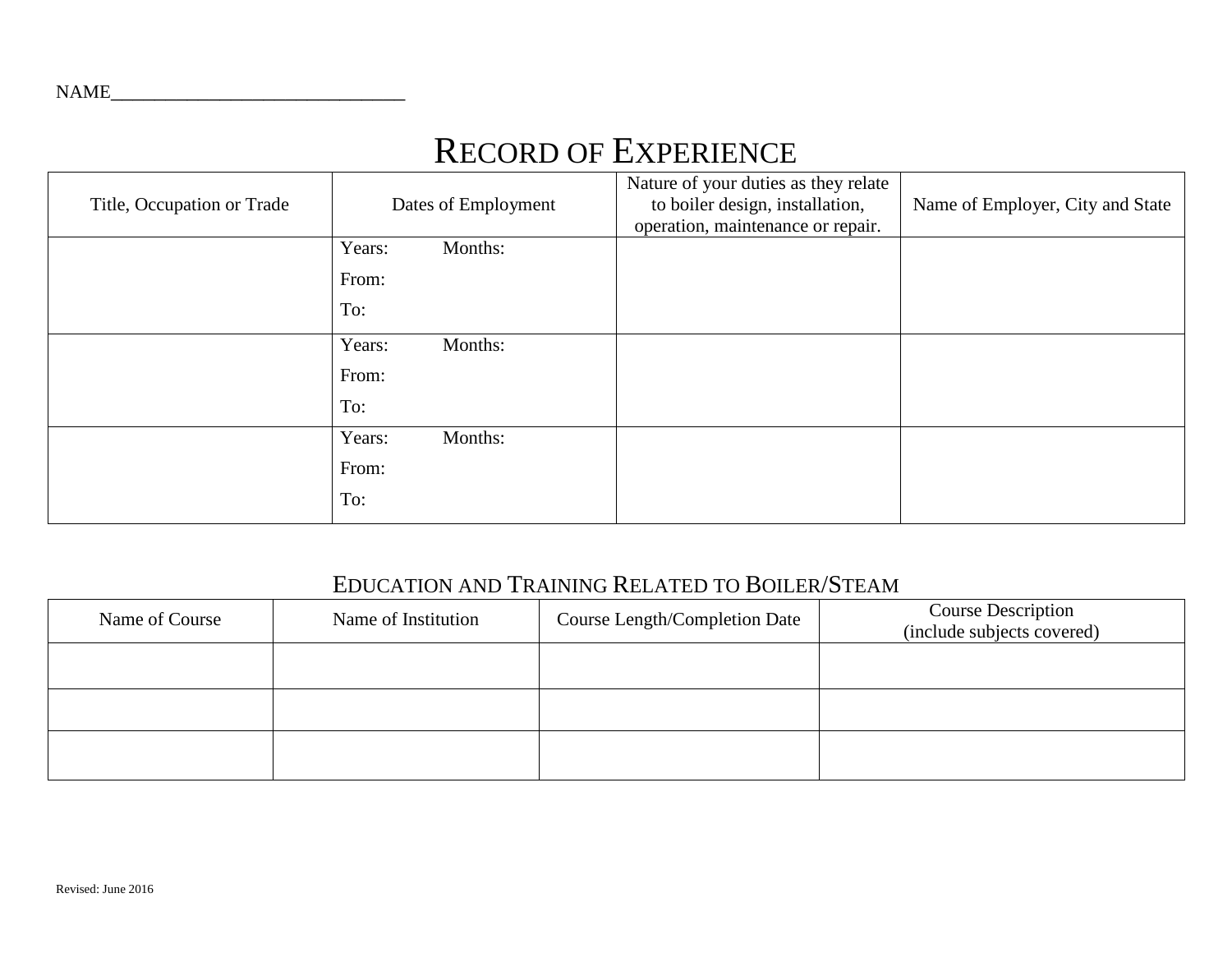NAME_______________________________

# RECORD OF EXPERIENCE

| Title, Occupation or Trade | Dates of Employment | Nature of your duties as they relate to boiler design, installation, operation, maintenance or repair. | Name of Employer, City and State |
|---|---|---|---|
| | Years: Months:<br>From:<br>To: | | |
| | Years: Months:<br>From:<br>To: | | |
| | Years: Months:<br>From:<br>To: | | |

## EDUCATION AND TRAINING RELATED TO BOILER/STEAM

| Name of Course | Name of Institution | Course Length/Completion Date | Course Description (include subjects covered) |
|---|---|---|---|
| | | | |
| | | | |
| | | | |

Revised: June 2016